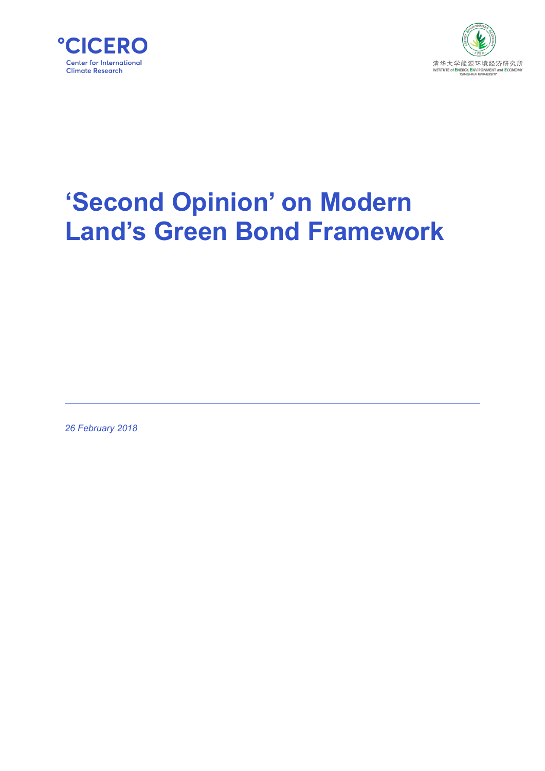°CICERO
Center for International Climate Research

清华大学能源环境经济研究所
INSTITUTE of ENERGY, ENVIRONMENT and ECONOMY
TSINGHUA UNIVERSITY

# ‘Second Opinion’ on Modern Land’s Green Bond Framework

*26 February 2018*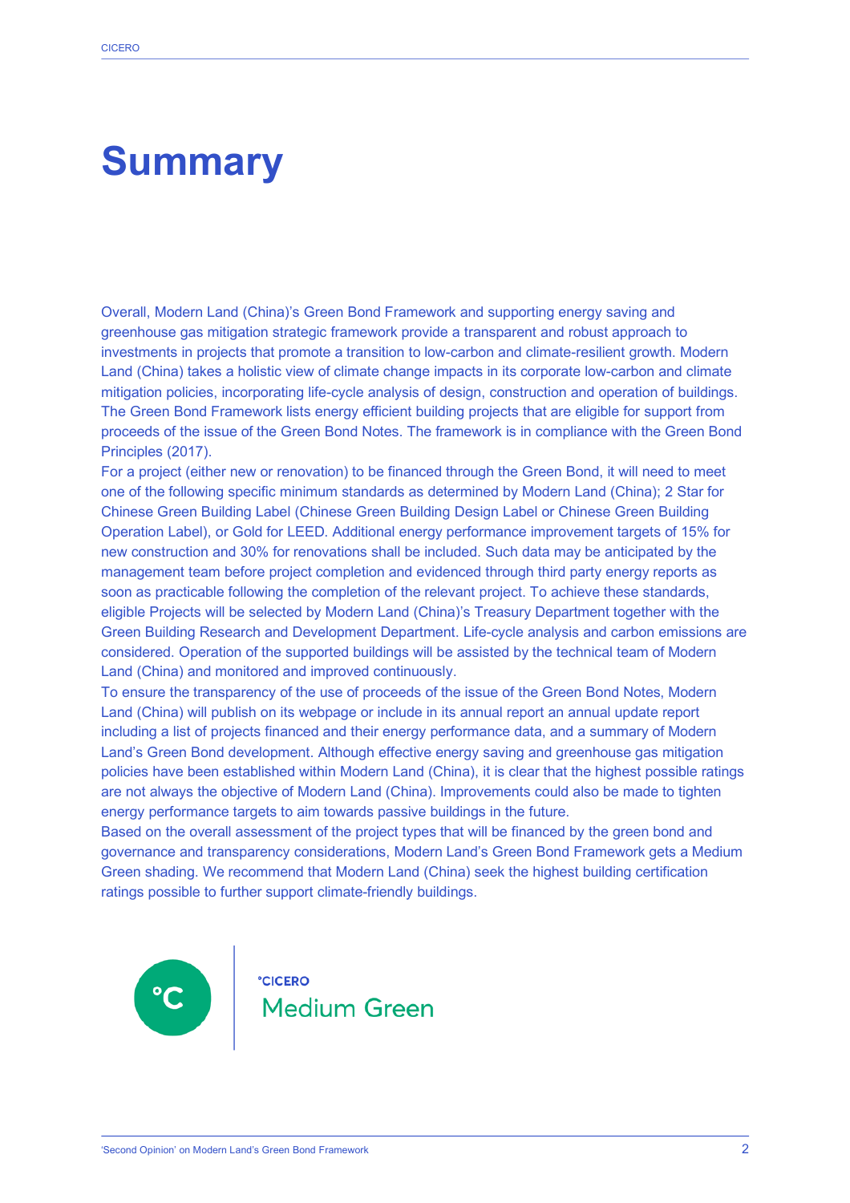# Summary

Overall, Modern Land (China)'s Green Bond Framework and supporting energy saving and greenhouse gas mitigation strategic framework provide a transparent and robust approach to investments in projects that promote a transition to low-carbon and climate-resilient growth. Modern Land (China) takes a holistic view of climate change impacts in its corporate low-carbon and climate mitigation policies, incorporating life-cycle analysis of design, construction and operation of buildings. The Green Bond Framework lists energy efficient building projects that are eligible for support from proceeds of the issue of the Green Bond Notes. The framework is in compliance with the Green Bond Principles (2017).

For a project (either new or renovation) to be financed through the Green Bond, it will need to meet one of the following specific minimum standards as determined by Modern Land (China); 2 Star for Chinese Green Building Label (Chinese Green Building Design Label or Chinese Green Building Operation Label), or Gold for LEED. Additional energy performance improvement targets of 15% for new construction and 30% for renovations shall be included. Such data may be anticipated by the management team before project completion and evidenced through third party energy reports as soon as practicable following the completion of the relevant project. To achieve these standards, eligible Projects will be selected by Modern Land (China)'s Treasury Department together with the Green Building Research and Development Department. Life-cycle analysis and carbon emissions are considered. Operation of the supported buildings will be assisted by the technical team of Modern Land (China) and monitored and improved continuously.

To ensure the transparency of the use of proceeds of the issue of the Green Bond Notes, Modern Land (China) will publish on its webpage or include in its annual report an annual update report including a list of projects financed and their energy performance data, and a summary of Modern Land's Green Bond development. Although effective energy saving and greenhouse gas mitigation policies have been established within Modern Land (China), it is clear that the highest possible ratings are not always the objective of Modern Land (China). Improvements could also be made to tighten energy performance targets to aim towards passive buildings in the future.

Based on the overall assessment of the project types that will be financed by the green bond and governance and transparency considerations, Modern Land's Green Bond Framework gets a Medium Green shading. We recommend that Modern Land (China) seek the highest building certification ratings possible to further support climate-friendly buildings.

°CICERO

Medium Green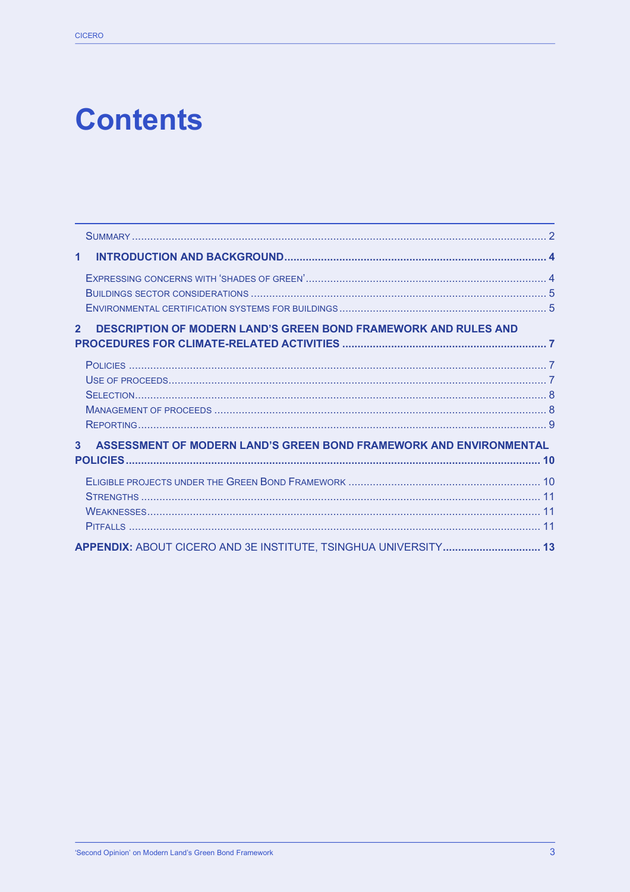# Contents

- Summary ..... 2
- **1 Introduction and background ..... 4**
  - Expressing concerns with 'shades of green' ..... 4
  - Buildings sector considerations ..... 5
  - Environmental certification systems for buildings ..... 5
- **2 Description of Modern Land's green bond framework and rules and procedures for climate-related activities ..... 7**
  - Policies ..... 7
  - Use of proceeds ..... 7
  - Selection ..... 8
  - Management of proceeds ..... 8
  - Reporting ..... 9
- **3 Assessment of Modern Land's green bond framework and environmental policies ..... 10**
  - Eligible projects under the Green Bond Framework ..... 10
  - Strengths ..... 11
  - Weaknesses ..... 11
  - Pitfalls ..... 11
- **Appendix:** About CICERO and 3E Institute, Tsinghua University ..... **13**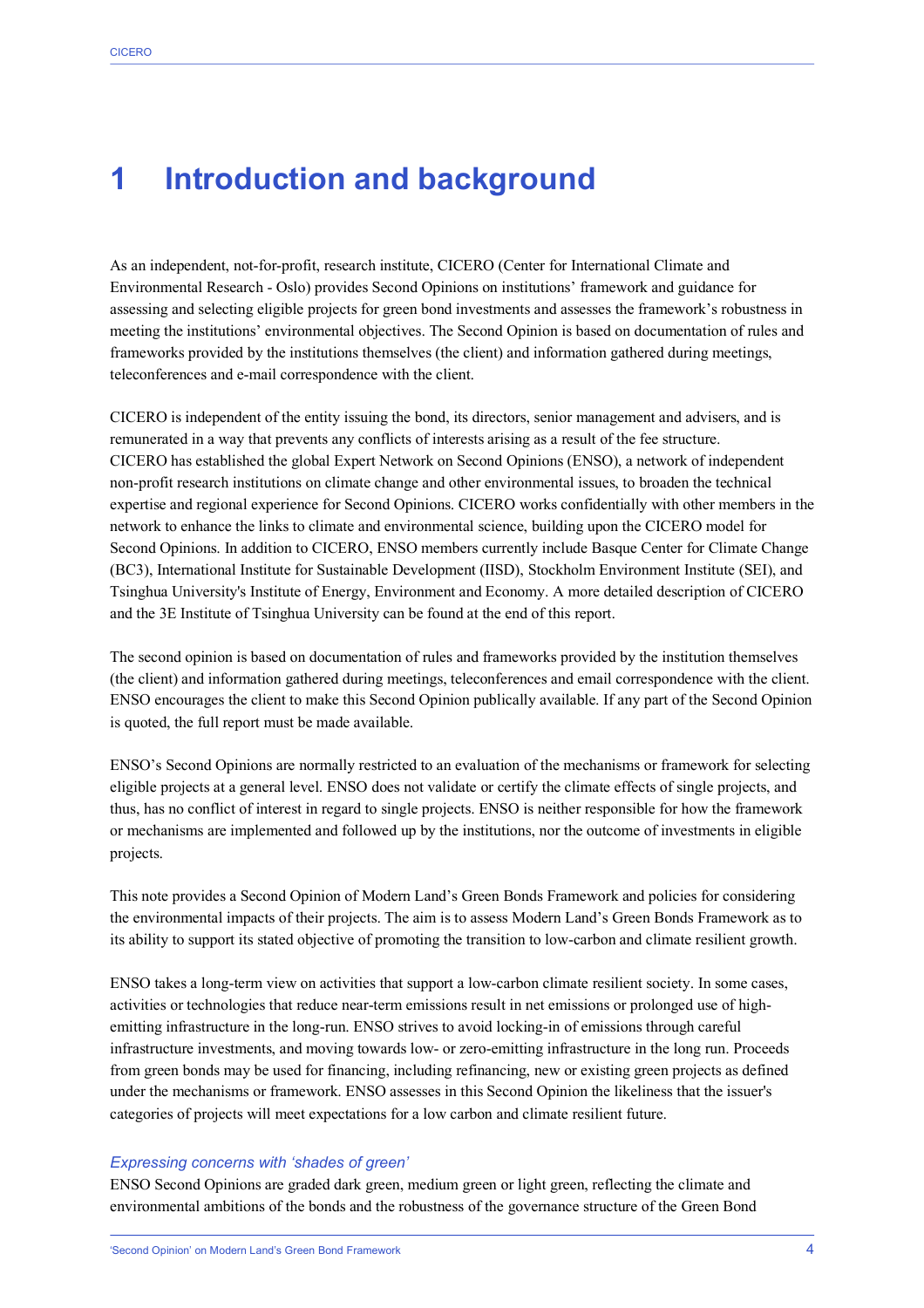# 1 Introduction and background

As an independent, not-for-profit, research institute, CICERO (Center for International Climate and Environmental Research - Oslo) provides Second Opinions on institutions' framework and guidance for assessing and selecting eligible projects for green bond investments and assesses the framework's robustness in meeting the institutions' environmental objectives. The Second Opinion is based on documentation of rules and frameworks provided by the institutions themselves (the client) and information gathered during meetings, teleconferences and e-mail correspondence with the client.

CICERO is independent of the entity issuing the bond, its directors, senior management and advisers, and is remunerated in a way that prevents any conflicts of interests arising as a result of the fee structure. CICERO has established the global Expert Network on Second Opinions (ENSO), a network of independent non-profit research institutions on climate change and other environmental issues, to broaden the technical expertise and regional experience for Second Opinions. CICERO works confidentially with other members in the network to enhance the links to climate and environmental science, building upon the CICERO model for Second Opinions. In addition to CICERO, ENSO members currently include Basque Center for Climate Change (BC3), International Institute for Sustainable Development (IISD), Stockholm Environment Institute (SEI), and Tsinghua University's Institute of Energy, Environment and Economy. A more detailed description of CICERO and the 3E Institute of Tsinghua University can be found at the end of this report.

The second opinion is based on documentation of rules and frameworks provided by the institution themselves (the client) and information gathered during meetings, teleconferences and email correspondence with the client. ENSO encourages the client to make this Second Opinion publically available. If any part of the Second Opinion is quoted, the full report must be made available.

ENSO's Second Opinions are normally restricted to an evaluation of the mechanisms or framework for selecting eligible projects at a general level. ENSO does not validate or certify the climate effects of single projects, and thus, has no conflict of interest in regard to single projects. ENSO is neither responsible for how the framework or mechanisms are implemented and followed up by the institutions, nor the outcome of investments in eligible projects.

This note provides a Second Opinion of Modern Land's Green Bonds Framework and policies for considering the environmental impacts of their projects. The aim is to assess Modern Land's Green Bonds Framework as to its ability to support its stated objective of promoting the transition to low-carbon and climate resilient growth.

ENSO takes a long-term view on activities that support a low-carbon climate resilient society. In some cases, activities or technologies that reduce near-term emissions result in net emissions or prolonged use of high-emitting infrastructure in the long-run. ENSO strives to avoid locking-in of emissions through careful infrastructure investments, and moving towards low- or zero-emitting infrastructure in the long run. Proceeds from green bonds may be used for financing, including refinancing, new or existing green projects as defined under the mechanisms or framework. ENSO assesses in this Second Opinion the likeliness that the issuer's categories of projects will meet expectations for a low carbon and climate resilient future.

### *Expressing concerns with 'shades of green'*

ENSO Second Opinions are graded dark green, medium green or light green, reflecting the climate and environmental ambitions of the bonds and the robustness of the governance structure of the Green Bond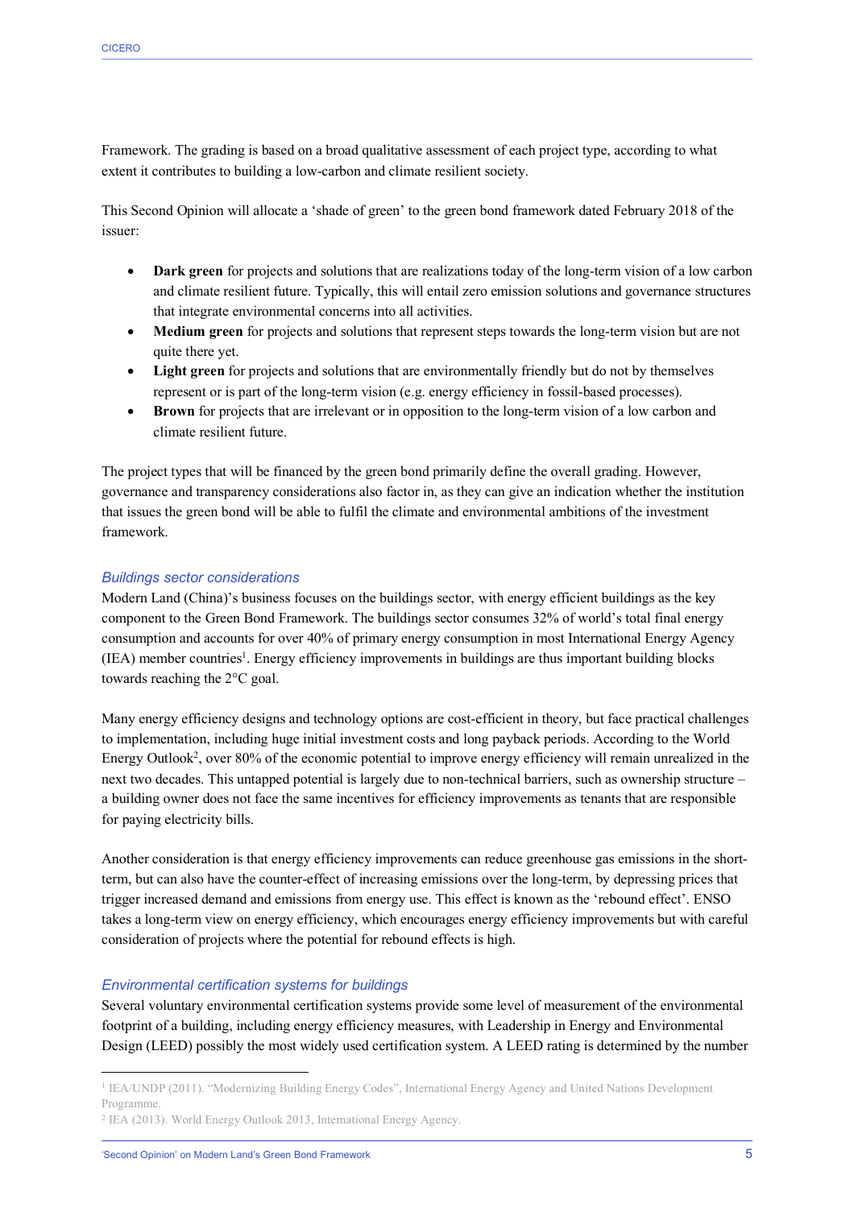Framework. The grading is based on a broad qualitative assessment of each project type, according to what extent it contributes to building a low-carbon and climate resilient society.

This Second Opinion will allocate a 'shade of green' to the green bond framework dated February 2018 of the issuer:

- **Dark green** for projects and solutions that are realizations today of the long-term vision of a low carbon and climate resilient future. Typically, this will entail zero emission solutions and governance structures that integrate environmental concerns into all activities.
- **Medium green** for projects and solutions that represent steps towards the long-term vision but are not quite there yet.
- **Light green** for projects and solutions that are environmentally friendly but do not by themselves represent or is part of the long-term vision (e.g. energy efficiency in fossil-based processes).
- **Brown** for projects that are irrelevant or in opposition to the long-term vision of a low carbon and climate resilient future.

The project types that will be financed by the green bond primarily define the overall grading. However, governance and transparency considerations also factor in, as they can give an indication whether the institution that issues the green bond will be able to fulfil the climate and environmental ambitions of the investment framework.

### *Buildings sector considerations*

Modern Land (China)'s business focuses on the buildings sector, with energy efficient buildings as the key component to the Green Bond Framework. The buildings sector consumes 32% of world's total final energy consumption and accounts for over 40% of primary energy consumption in most International Energy Agency (IEA) member countries[1]. Energy efficiency improvements in buildings are thus important building blocks towards reaching the 2°C goal.

Many energy efficiency designs and technology options are cost-efficient in theory, but face practical challenges to implementation, including huge initial investment costs and long payback periods. According to the World Energy Outlook[2], over 80% of the economic potential to improve energy efficiency will remain unrealized in the next two decades. This untapped potential is largely due to non-technical barriers, such as ownership structure – a building owner does not face the same incentives for efficiency improvements as tenants that are responsible for paying electricity bills.

Another consideration is that energy efficiency improvements can reduce greenhouse gas emissions in the short-term, but can also have the counter-effect of increasing emissions over the long-term, by depressing prices that trigger increased demand and emissions from energy use. This effect is known as the 'rebound effect'. ENSO takes a long-term view on energy efficiency, which encourages energy efficiency improvements but with careful consideration of projects where the potential for rebound effects is high.

### *Environmental certification systems for buildings*

Several voluntary environmental certification systems provide some level of measurement of the environmental footprint of a building, including energy efficiency measures, with Leadership in Energy and Environmental Design (LEED) possibly the most widely used certification system. A LEED rating is determined by the number

---

[1] IEA/UNDP (2011). "Modernizing Building Energy Codes", International Energy Agency and United Nations Development Programme.

[2] IEA (2013). World Energy Outlook 2013, International Energy Agency.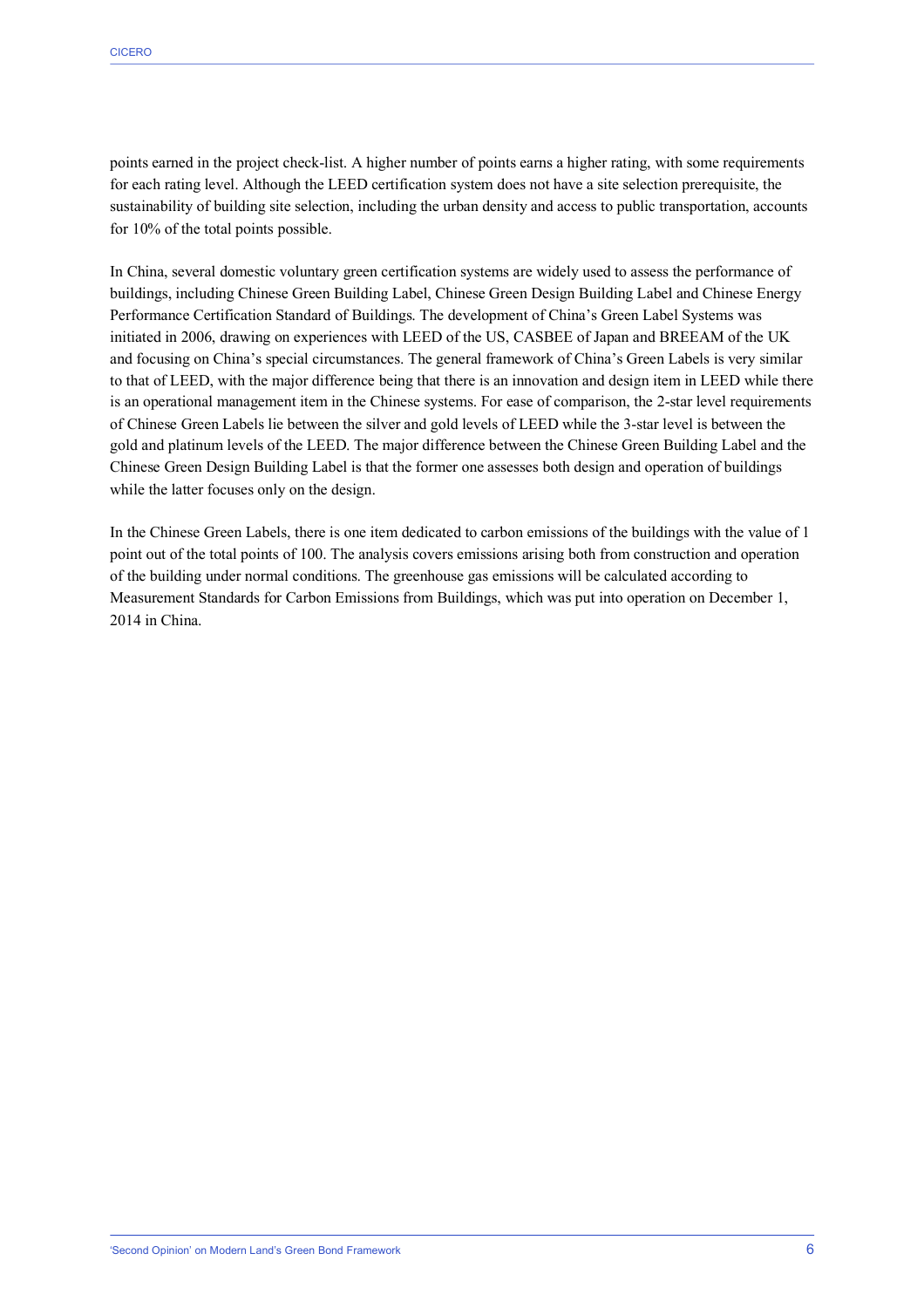points earned in the project check-list. A higher number of points earns a higher rating, with some requirements for each rating level. Although the LEED certification system does not have a site selection prerequisite, the sustainability of building site selection, including the urban density and access to public transportation, accounts for 10% of the total points possible.

In China, several domestic voluntary green certification systems are widely used to assess the performance of buildings, including Chinese Green Building Label, Chinese Green Design Building Label and Chinese Energy Performance Certification Standard of Buildings. The development of China's Green Label Systems was initiated in 2006, drawing on experiences with LEED of the US, CASBEE of Japan and BREEAM of the UK and focusing on China's special circumstances. The general framework of China's Green Labels is very similar to that of LEED, with the major difference being that there is an innovation and design item in LEED while there is an operational management item in the Chinese systems. For ease of comparison, the 2-star level requirements of Chinese Green Labels lie between the silver and gold levels of LEED while the 3-star level is between the gold and platinum levels of the LEED. The major difference between the Chinese Green Building Label and the Chinese Green Design Building Label is that the former one assesses both design and operation of buildings while the latter focuses only on the design.

In the Chinese Green Labels, there is one item dedicated to carbon emissions of the buildings with the value of 1 point out of the total points of 100. The analysis covers emissions arising both from construction and operation of the building under normal conditions. The greenhouse gas emissions will be calculated according to Measurement Standards for Carbon Emissions from Buildings, which was put into operation on December 1, 2014 in China.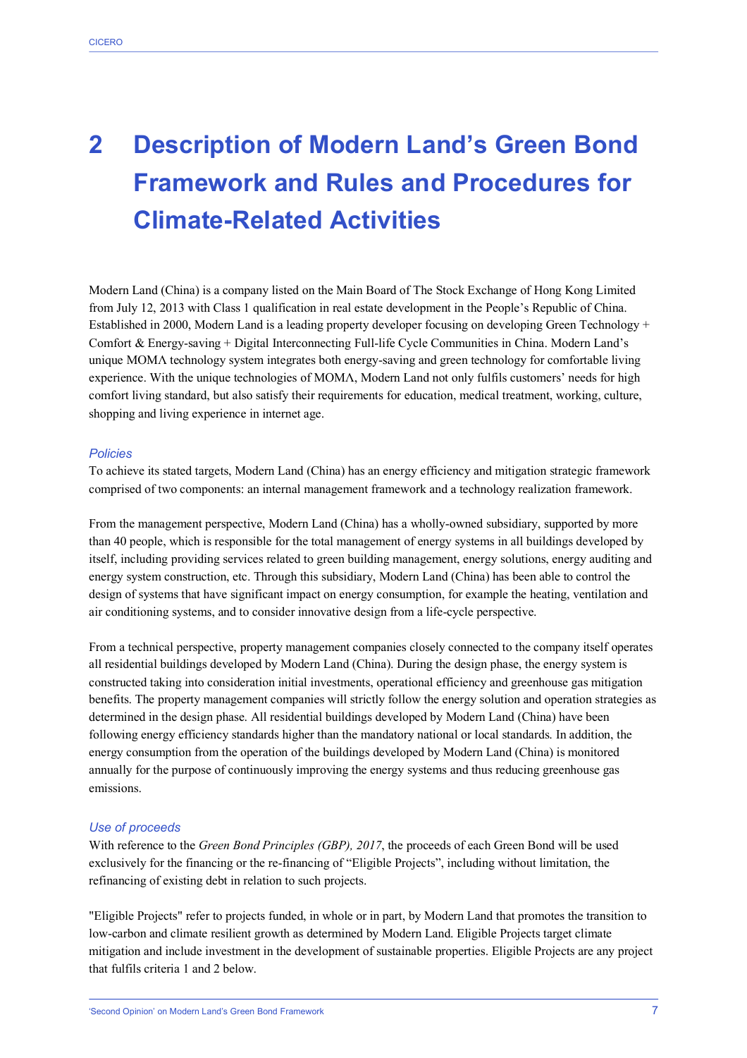# 2 Description of Modern Land's Green Bond Framework and Rules and Procedures for Climate-Related Activities

Modern Land (China) is a company listed on the Main Board of The Stock Exchange of Hong Kong Limited from July 12, 2013 with Class 1 qualification in real estate development in the People's Republic of China. Established in 2000, Modern Land is a leading property developer focusing on developing Green Technology + Comfort & Energy-saving + Digital Interconnecting Full-life Cycle Communities in China. Modern Land's unique MOMΛ technology system integrates both energy-saving and green technology for comfortable living experience. With the unique technologies of MOMΛ, Modern Land not only fulfils customers' needs for high comfort living standard, but also satisfy their requirements for education, medical treatment, working, culture, shopping and living experience in internet age.

### *Policies*

To achieve its stated targets, Modern Land (China) has an energy efficiency and mitigation strategic framework comprised of two components: an internal management framework and a technology realization framework.

From the management perspective, Modern Land (China) has a wholly-owned subsidiary, supported by more than 40 people, which is responsible for the total management of energy systems in all buildings developed by itself, including providing services related to green building management, energy solutions, energy auditing and energy system construction, etc. Through this subsidiary, Modern Land (China) has been able to control the design of systems that have significant impact on energy consumption, for example the heating, ventilation and air conditioning systems, and to consider innovative design from a life-cycle perspective.

From a technical perspective, property management companies closely connected to the company itself operates all residential buildings developed by Modern Land (China). During the design phase, the energy system is constructed taking into consideration initial investments, operational efficiency and greenhouse gas mitigation benefits. The property management companies will strictly follow the energy solution and operation strategies as determined in the design phase. All residential buildings developed by Modern Land (China) have been following energy efficiency standards higher than the mandatory national or local standards. In addition, the energy consumption from the operation of the buildings developed by Modern Land (China) is monitored annually for the purpose of continuously improving the energy systems and thus reducing greenhouse gas emissions.

### *Use of proceeds*

With reference to the *Green Bond Principles (GBP), 2017*, the proceeds of each Green Bond will be used exclusively for the financing or the re-financing of "Eligible Projects", including without limitation, the refinancing of existing debt in relation to such projects.

"Eligible Projects" refer to projects funded, in whole or in part, by Modern Land that promotes the transition to low-carbon and climate resilient growth as determined by Modern Land. Eligible Projects target climate mitigation and include investment in the development of sustainable properties. Eligible Projects are any project that fulfils criteria 1 and 2 below.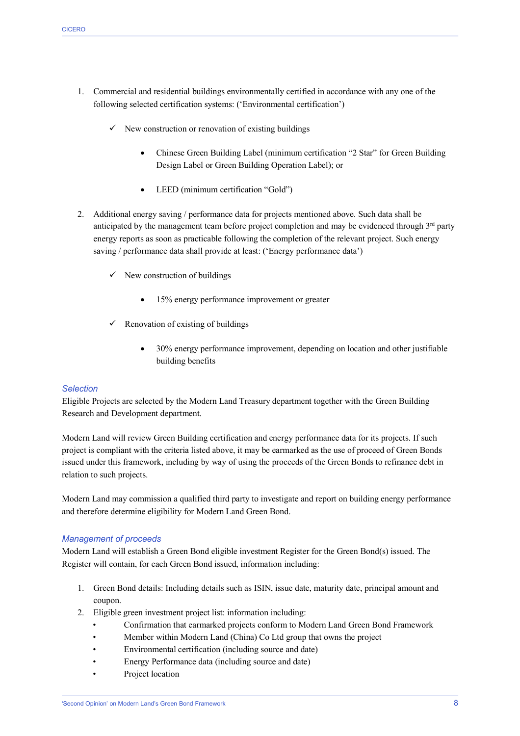1. Commercial and residential buildings environmentally certified in accordance with any one of the following selected certification systems: ('Environmental certification')

   ✓ New construction or renovation of existing buildings

      - Chinese Green Building Label (minimum certification "2 Star" for Green Building Design Label or Green Building Operation Label); or

      - LEED (minimum certification "Gold")

2. Additional energy saving / performance data for projects mentioned above. Such data shall be anticipated by the management team before project completion and may be evidenced through 3rd party energy reports as soon as practicable following the completion of the relevant project. Such energy saving / performance data shall provide at least: ('Energy performance data')

   ✓ New construction of buildings

      - 15% energy performance improvement or greater

   ✓ Renovation of existing of buildings

      - 30% energy performance improvement, depending on location and other justifiable building benefits

### *Selection*

Eligible Projects are selected by the Modern Land Treasury department together with the Green Building Research and Development department.

Modern Land will review Green Building certification and energy performance data for its projects. If such project is compliant with the criteria listed above, it may be earmarked as the use of proceed of Green Bonds issued under this framework, including by way of using the proceeds of the Green Bonds to refinance debt in relation to such projects.

Modern Land may commission a qualified third party to investigate and report on building energy performance and therefore determine eligibility for Modern Land Green Bond.

### *Management of proceeds*

Modern Land will establish a Green Bond eligible investment Register for the Green Bond(s) issued. The Register will contain, for each Green Bond issued, information including:

1. Green Bond details: Including details such as ISIN, issue date, maturity date, principal amount and coupon.
2. Eligible green investment project list: information including:
   - Confirmation that earmarked projects conform to Modern Land Green Bond Framework
   - Member within Modern Land (China) Co Ltd group that owns the project
   - Environmental certification (including source and date)
   - Energy Performance data (including source and date)
   - Project location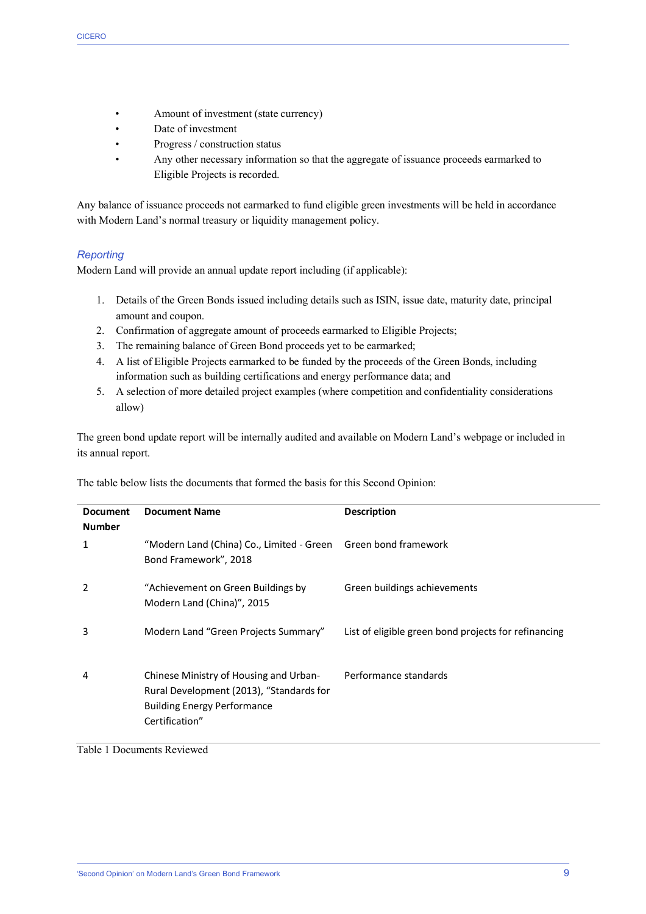- Amount of investment (state currency)
- Date of investment
- Progress / construction status
- Any other necessary information so that the aggregate of issuance proceeds earmarked to Eligible Projects is recorded.

Any balance of issuance proceeds not earmarked to fund eligible green investments will be held in accordance with Modern Land's normal treasury or liquidity management policy.

### *Reporting*

Modern Land will provide an annual update report including (if applicable):

1. Details of the Green Bonds issued including details such as ISIN, issue date, maturity date, principal amount and coupon.
2. Confirmation of aggregate amount of proceeds earmarked to Eligible Projects;
3. The remaining balance of Green Bond proceeds yet to be earmarked;
4. A list of Eligible Projects earmarked to be funded by the proceeds of the Green Bonds, including information such as building certifications and energy performance data; and
5. A selection of more detailed project examples (where competition and confidentiality considerations allow)

The green bond update report will be internally audited and available on Modern Land's webpage or included in its annual report.

The table below lists the documents that formed the basis for this Second Opinion:

| Document Number | Document Name | Description |
|---|---|---|
| 1 | "Modern Land (China) Co., Limited - Green Bond Framework", 2018 | Green bond framework |
| 2 | "Achievement on Green Buildings by Modern Land (China)", 2015 | Green buildings achievements |
| 3 | Modern Land "Green Projects Summary" | List of eligible green bond projects for refinancing |
| 4 | Chinese Ministry of Housing and Urban-Rural Development (2013), "Standards for Building Energy Performance Certification" | Performance standards |

Table 1 Documents Reviewed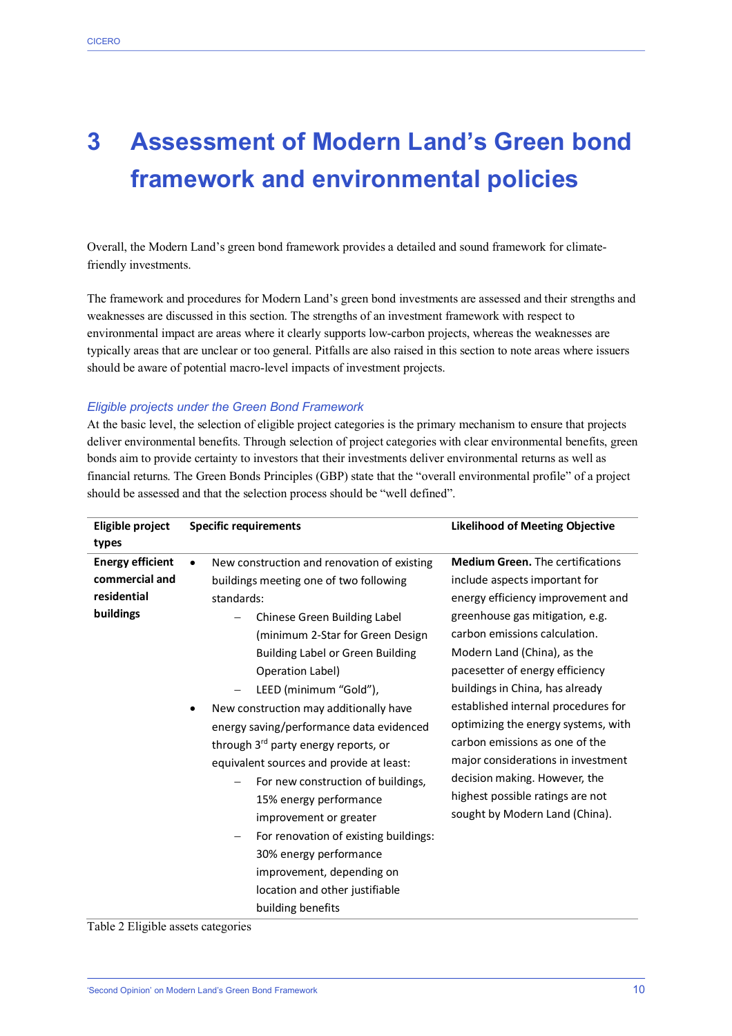# 3 Assessment of Modern Land's Green bond framework and environmental policies

Overall, the Modern Land's green bond framework provides a detailed and sound framework for climate-friendly investments.

The framework and procedures for Modern Land's green bond investments are assessed and their strengths and weaknesses are discussed in this section. The strengths of an investment framework with respect to environmental impact are areas where it clearly supports low-carbon projects, whereas the weaknesses are typically areas that are unclear or too general. Pitfalls are also raised in this section to note areas where issuers should be aware of potential macro-level impacts of investment projects.

*Eligible projects under the Green Bond Framework*

At the basic level, the selection of eligible project categories is the primary mechanism to ensure that projects deliver environmental benefits. Through selection of project categories with clear environmental benefits, green bonds aim to provide certainty to investors that their investments deliver environmental returns as well as financial returns. The Green Bonds Principles (GBP) state that the "overall environmental profile" of a project should be assessed and that the selection process should be "well defined".

| Eligible project types | Specific requirements | Likelihood of Meeting Objective |
|---|---|---|
| **Energy efficient commercial and residential buildings** | • New construction and renovation of existing buildings meeting one of two following standards:<br>– Chinese Green Building Label (minimum 2-Star for Green Design Building Label or Green Building Operation Label)<br>– LEED (minimum "Gold"),<br>• New construction may additionally have energy saving/performance data evidenced through 3rd party energy reports, or equivalent sources and provide at least:<br>– For new construction of buildings, 15% energy performance improvement or greater<br>– For renovation of existing buildings: 30% energy performance improvement, depending on location and other justifiable building benefits | **Medium Green.** The certifications include aspects important for energy efficiency improvement and greenhouse gas mitigation, e.g. carbon emissions calculation. Modern Land (China), as the pacesetter of energy efficiency buildings in China, has already established internal procedures for optimizing the energy systems, with carbon emissions as one of the major considerations in investment decision making. However, the highest possible ratings are not sought by Modern Land (China). |

Table 2 Eligible assets categories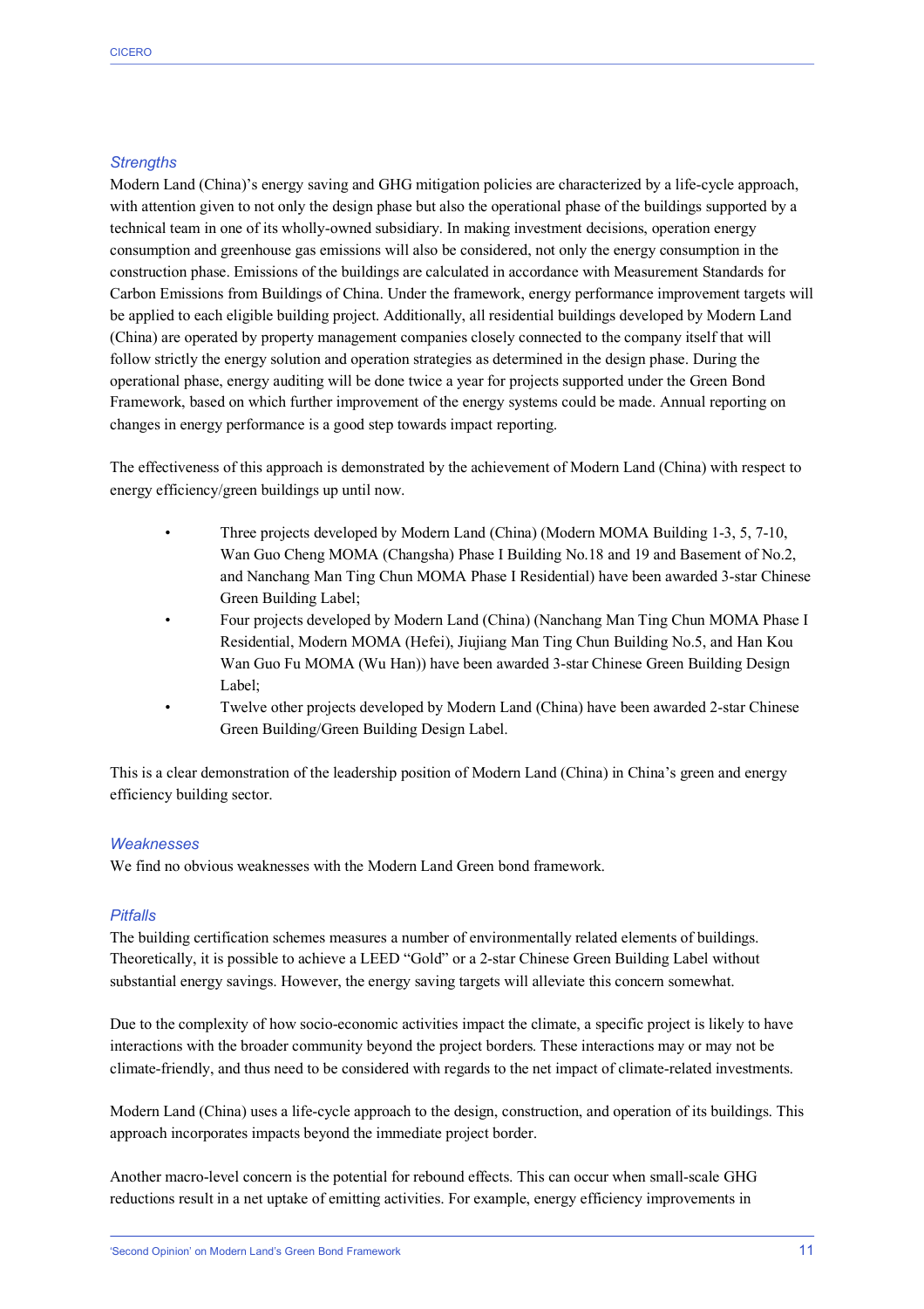### *Strengths*

Modern Land (China)'s energy saving and GHG mitigation policies are characterized by a life-cycle approach, with attention given to not only the design phase but also the operational phase of the buildings supported by a technical team in one of its wholly-owned subsidiary. In making investment decisions, operation energy consumption and greenhouse gas emissions will also be considered, not only the energy consumption in the construction phase. Emissions of the buildings are calculated in accordance with Measurement Standards for Carbon Emissions from Buildings of China. Under the framework, energy performance improvement targets will be applied to each eligible building project. Additionally, all residential buildings developed by Modern Land (China) are operated by property management companies closely connected to the company itself that will follow strictly the energy solution and operation strategies as determined in the design phase. During the operational phase, energy auditing will be done twice a year for projects supported under the Green Bond Framework, based on which further improvement of the energy systems could be made. Annual reporting on changes in energy performance is a good step towards impact reporting.

The effectiveness of this approach is demonstrated by the achievement of Modern Land (China) with respect to energy efficiency/green buildings up until now.

- Three projects developed by Modern Land (China) (Modern MOMA Building 1-3, 5, 7-10, Wan Guo Cheng MOMA (Changsha) Phase I Building No.18 and 19 and Basement of No.2, and Nanchang Man Ting Chun MOMA Phase I Residential) have been awarded 3-star Chinese Green Building Label;
- Four projects developed by Modern Land (China) (Nanchang Man Ting Chun MOMA Phase I Residential, Modern MOMA (Hefei), Jiujiang Man Ting Chun Building No.5, and Han Kou Wan Guo Fu MOMA (Wu Han)) have been awarded 3-star Chinese Green Building Design Label;
- Twelve other projects developed by Modern Land (China) have been awarded 2-star Chinese Green Building/Green Building Design Label.

This is a clear demonstration of the leadership position of Modern Land (China) in China's green and energy efficiency building sector.

### *Weaknesses*

We find no obvious weaknesses with the Modern Land Green bond framework.

### *Pitfalls*

The building certification schemes measures a number of environmentally related elements of buildings. Theoretically, it is possible to achieve a LEED "Gold" or a 2-star Chinese Green Building Label without substantial energy savings. However, the energy saving targets will alleviate this concern somewhat.

Due to the complexity of how socio-economic activities impact the climate, a specific project is likely to have interactions with the broader community beyond the project borders. These interactions may or may not be climate-friendly, and thus need to be considered with regards to the net impact of climate-related investments.

Modern Land (China) uses a life-cycle approach to the design, construction, and operation of its buildings. This approach incorporates impacts beyond the immediate project border.

Another macro-level concern is the potential for rebound effects. This can occur when small-scale GHG reductions result in a net uptake of emitting activities. For example, energy efficiency improvements in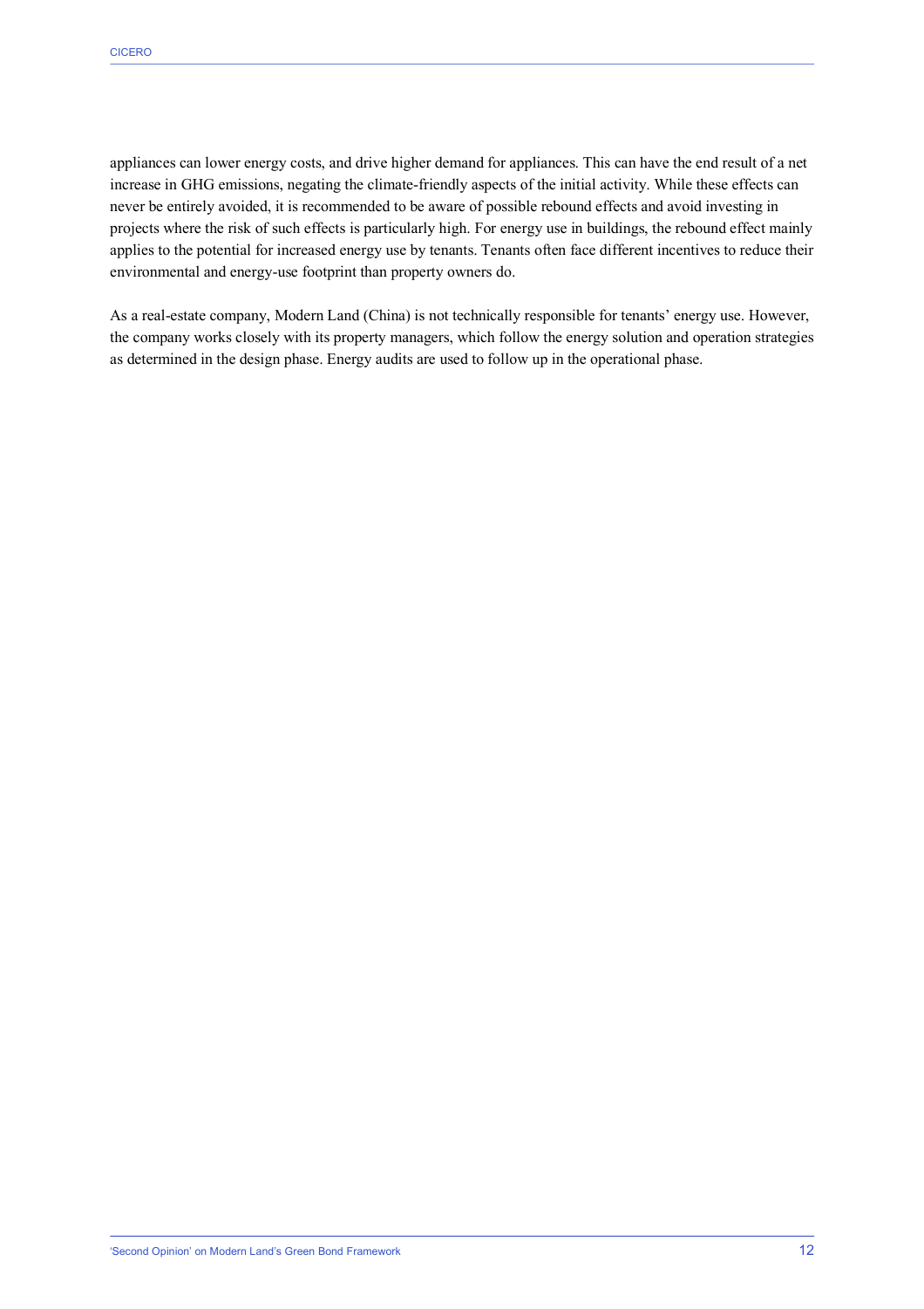appliances can lower energy costs, and drive higher demand for appliances. This can have the end result of a net increase in GHG emissions, negating the climate-friendly aspects of the initial activity. While these effects can never be entirely avoided, it is recommended to be aware of possible rebound effects and avoid investing in projects where the risk of such effects is particularly high. For energy use in buildings, the rebound effect mainly applies to the potential for increased energy use by tenants. Tenants often face different incentives to reduce their environmental and energy-use footprint than property owners do.

As a real-estate company, Modern Land (China) is not technically responsible for tenants' energy use. However, the company works closely with its property managers, which follow the energy solution and operation strategies as determined in the design phase. Energy audits are used to follow up in the operational phase.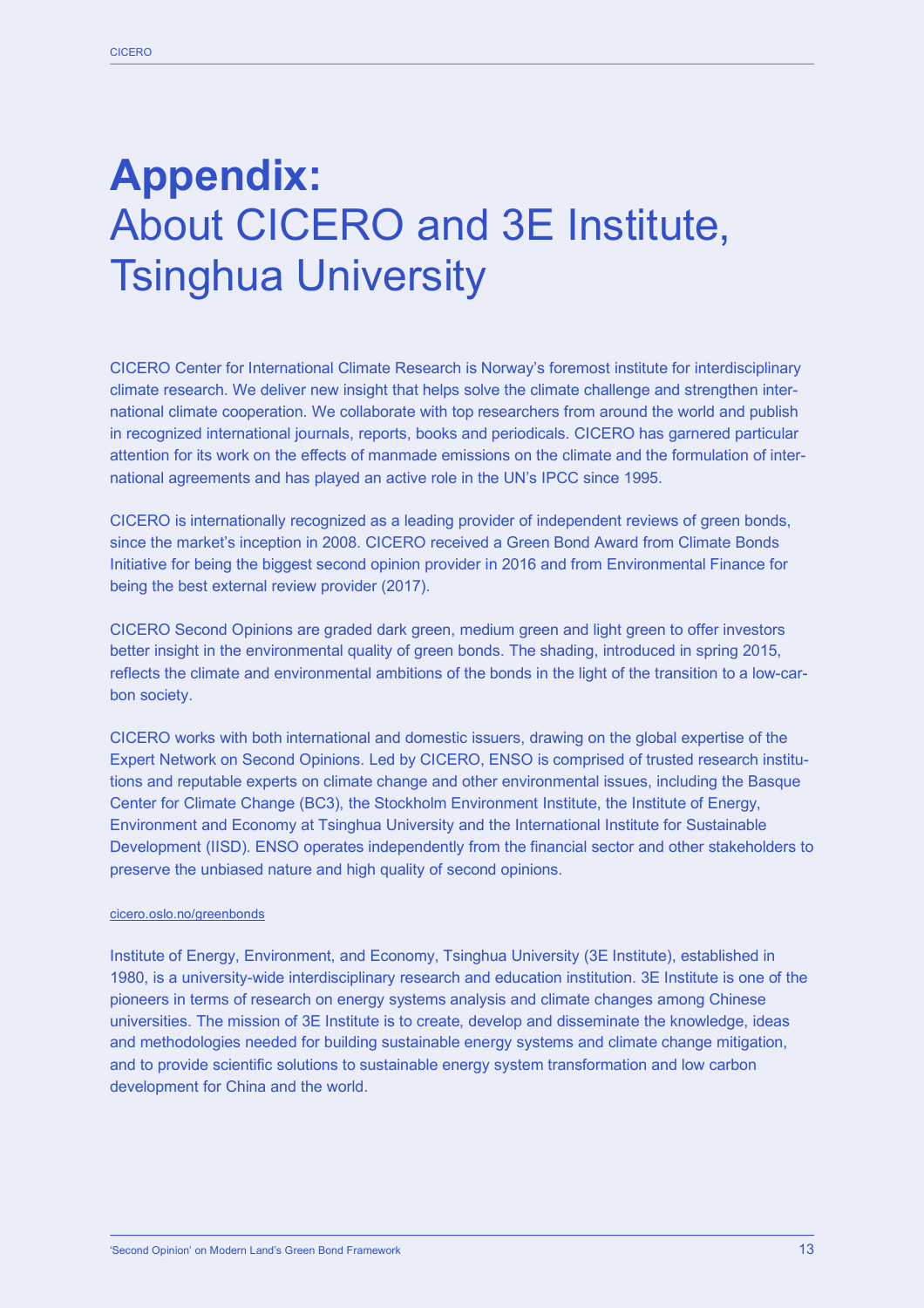# **Appendix:**
# About CICERO and 3E Institute, Tsinghua University

CICERO Center for International Climate Research is Norway's foremost institute for interdisciplinary climate research. We deliver new insight that helps solve the climate challenge and strengthen international climate cooperation. We collaborate with top researchers from around the world and publish in recognized international journals, reports, books and periodicals. CICERO has garnered particular attention for its work on the effects of manmade emissions on the climate and the formulation of international agreements and has played an active role in the UN's IPCC since 1995.

CICERO is internationally recognized as a leading provider of independent reviews of green bonds, since the market's inception in 2008. CICERO received a Green Bond Award from Climate Bonds Initiative for being the biggest second opinion provider in 2016 and from Environmental Finance for being the best external review provider (2017).

CICERO Second Opinions are graded dark green, medium green and light green to offer investors better insight in the environmental quality of green bonds. The shading, introduced in spring 2015, reflects the climate and environmental ambitions of the bonds in the light of the transition to a low-carbon society.

CICERO works with both international and domestic issuers, drawing on the global expertise of the Expert Network on Second Opinions. Led by CICERO, ENSO is comprised of trusted research institutions and reputable experts on climate change and other environmental issues, including the Basque Center for Climate Change (BC3), the Stockholm Environment Institute, the Institute of Energy, Environment and Economy at Tsinghua University and the International Institute for Sustainable Development (IISD). ENSO operates independently from the financial sector and other stakeholders to preserve the unbiased nature and high quality of second opinions.

cicero.oslo.no/greenbonds

Institute of Energy, Environment, and Economy, Tsinghua University (3E Institute), established in 1980, is a university-wide interdisciplinary research and education institution. 3E Institute is one of the pioneers in terms of research on energy systems analysis and climate changes among Chinese universities. The mission of 3E Institute is to create, develop and disseminate the knowledge, ideas and methodologies needed for building sustainable energy systems and climate change mitigation, and to provide scientific solutions to sustainable energy system transformation and low carbon development for China and the world.